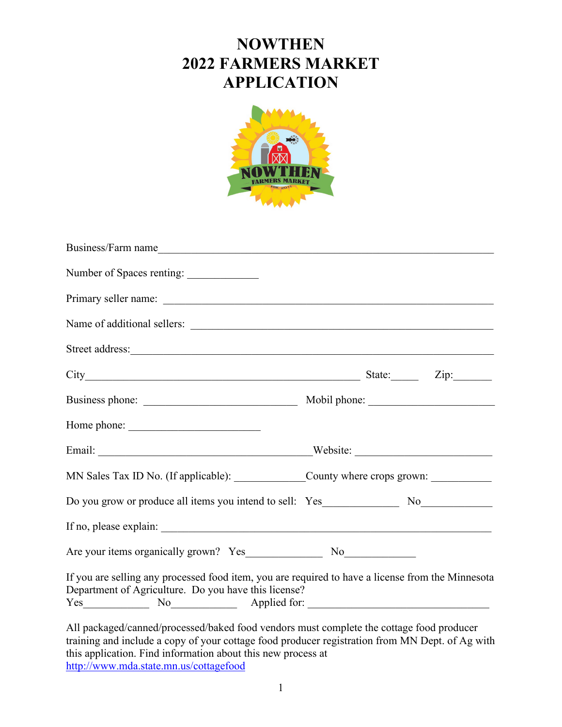# NOWTHEN
# 2022 FARMERS MARKET
# APPLICATION

Business/Farm name_______________________________________________________________

Number of Spaces renting: _____________

Primary seller name: _______________________________________________________

Name of additional sellers: __________________________________________________

Street address:_____________________________________________________________

City______________________________________________ State:_____ Zip:_______

Business phone: ___________________________ Mobil phone: _____________________

Home phone: _______________________

Email: ______________________________________Website: _______________________

MN Sales Tax ID No. (If applicable): _____________County where crops grown: ___________

Do you grow or produce all items you intend to sell: Yes______________ No_____________

If no, please explain: _______________________________________________________

Are your items organically grown? Yes______________ No_____________

If you are selling any processed food item, you are required to have a license from the Minnesota Department of Agriculture. Do you have this license?
Yes____________ No____________ Applied for: _________________________________

All packaged/canned/processed/baked food vendors must complete the cottage food producer training and include a copy of your cottage food producer registration from MN Dept. of Ag with this application. Find information about this new process at
http://www.mda.state.mn.us/cottagefood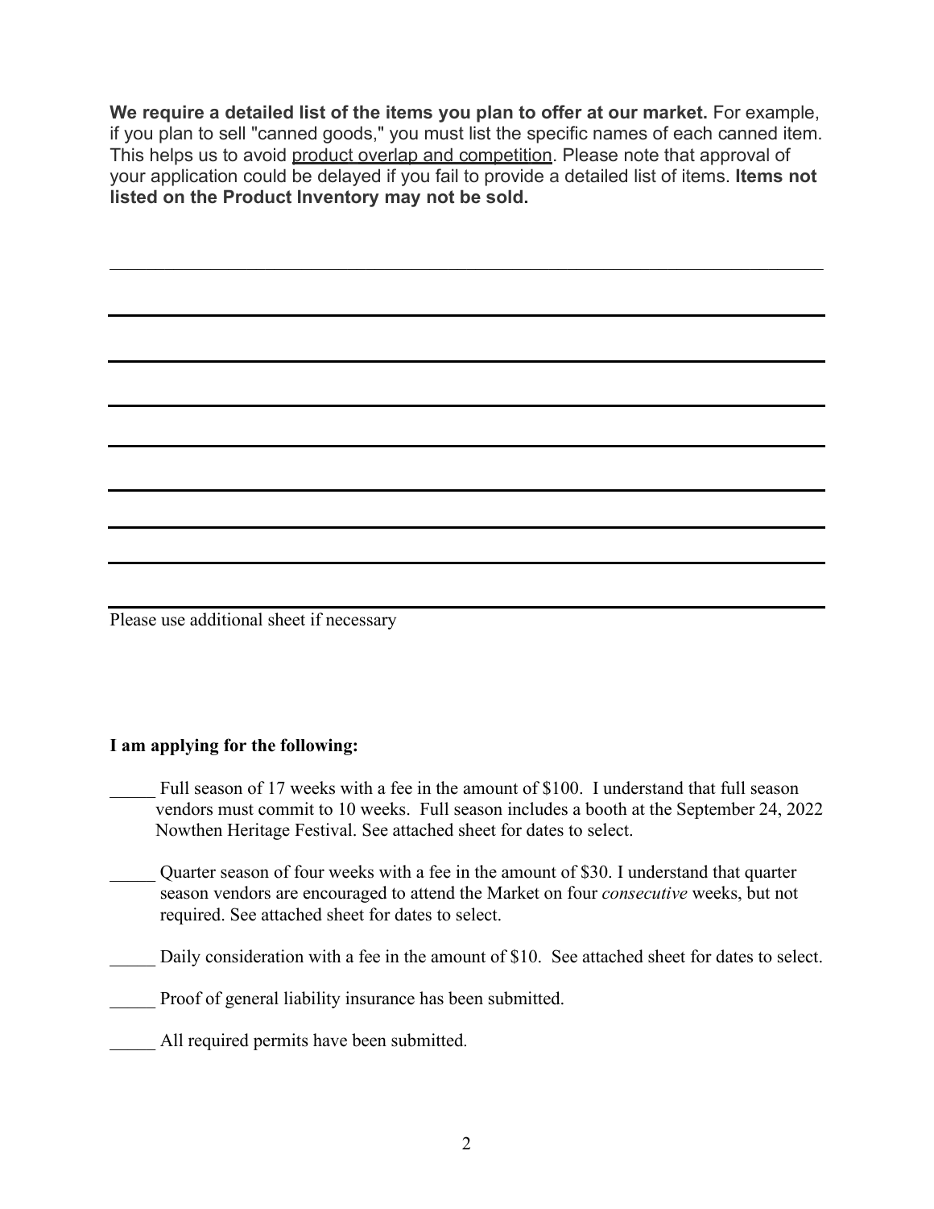**We require a detailed list of the items you plan to offer at our market.** For example, if you plan to sell "canned goods," you must list the specific names of each canned item. This helps us to avoid product overlap and competition. Please note that approval of your application could be delayed if you fail to provide a detailed list of items. **Items not listed on the Product Inventory may not be sold.**

______________________________________________________________________

______________________________________________________________________

______________________________________________________________________

______________________________________________________________________

______________________________________________________________________

______________________________________________________________________

______________________________________________________________________

______________________________________________________________________

______________________________________________________________________

Please use additional sheet if necessary

**I am applying for the following:**

_____ Full season of 17 weeks with a fee in the amount of $100. I understand that full season vendors must commit to 10 weeks. Full season includes a booth at the September 24, 2022 Nowthen Heritage Festival. See attached sheet for dates to select.

_____ Quarter season of four weeks with a fee in the amount of $30. I understand that quarter season vendors are encouraged to attend the Market on four *consecutive* weeks, but not required. See attached sheet for dates to select.

_____ Daily consideration with a fee in the amount of $10. See attached sheet for dates to select.

_____ Proof of general liability insurance has been submitted.

_____ All required permits have been submitted.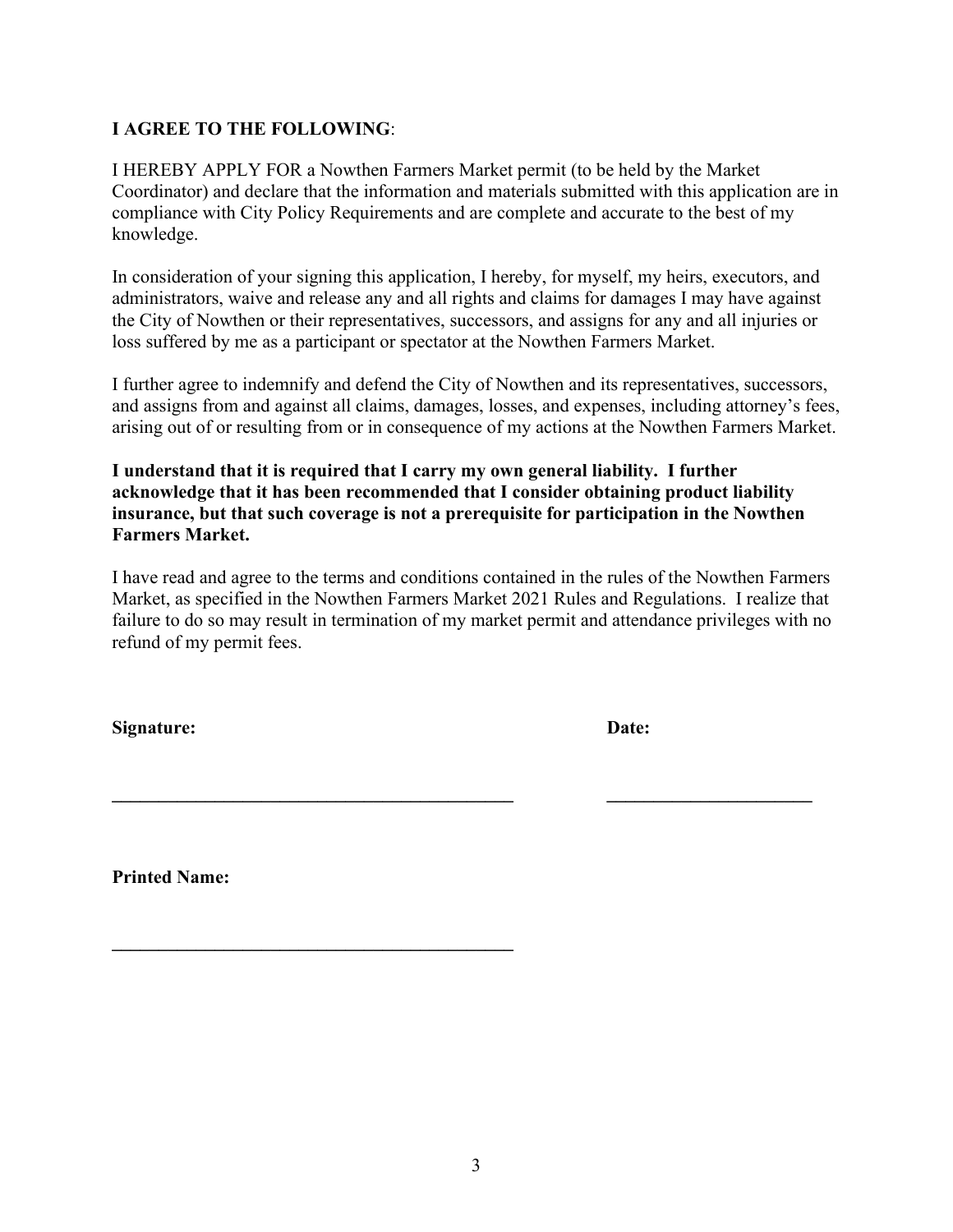**I AGREE TO THE FOLLOWING**:

I HEREBY APPLY FOR a Nowthen Farmers Market permit (to be held by the Market Coordinator) and declare that the information and materials submitted with this application are in compliance with City Policy Requirements and are complete and accurate to the best of my knowledge.

In consideration of your signing this application, I hereby, for myself, my heirs, executors, and administrators, waive and release any and all rights and claims for damages I may have against the City of Nowthen or their representatives, successors, and assigns for any and all injuries or loss suffered by me as a participant or spectator at the Nowthen Farmers Market.

I further agree to indemnify and defend the City of Nowthen and its representatives, successors, and assigns from and against all claims, damages, losses, and expenses, including attorney's fees, arising out of or resulting from or in consequence of my actions at the Nowthen Farmers Market.

**I understand that it is required that I carry my own general liability. I further acknowledge that it has been recommended that I consider obtaining product liability insurance, but that such coverage is not a prerequisite for participation in the Nowthen Farmers Market.**

I have read and agree to the terms and conditions contained in the rules of the Nowthen Farmers Market, as specified in the Nowthen Farmers Market 2021 Rules and Regulations. I realize that failure to do so may result in termination of my market permit and attendance privileges with no refund of my permit fees.

**Signature:** ____________________________________________ **Date:** ______________________

**Printed Name:** ____________________________________________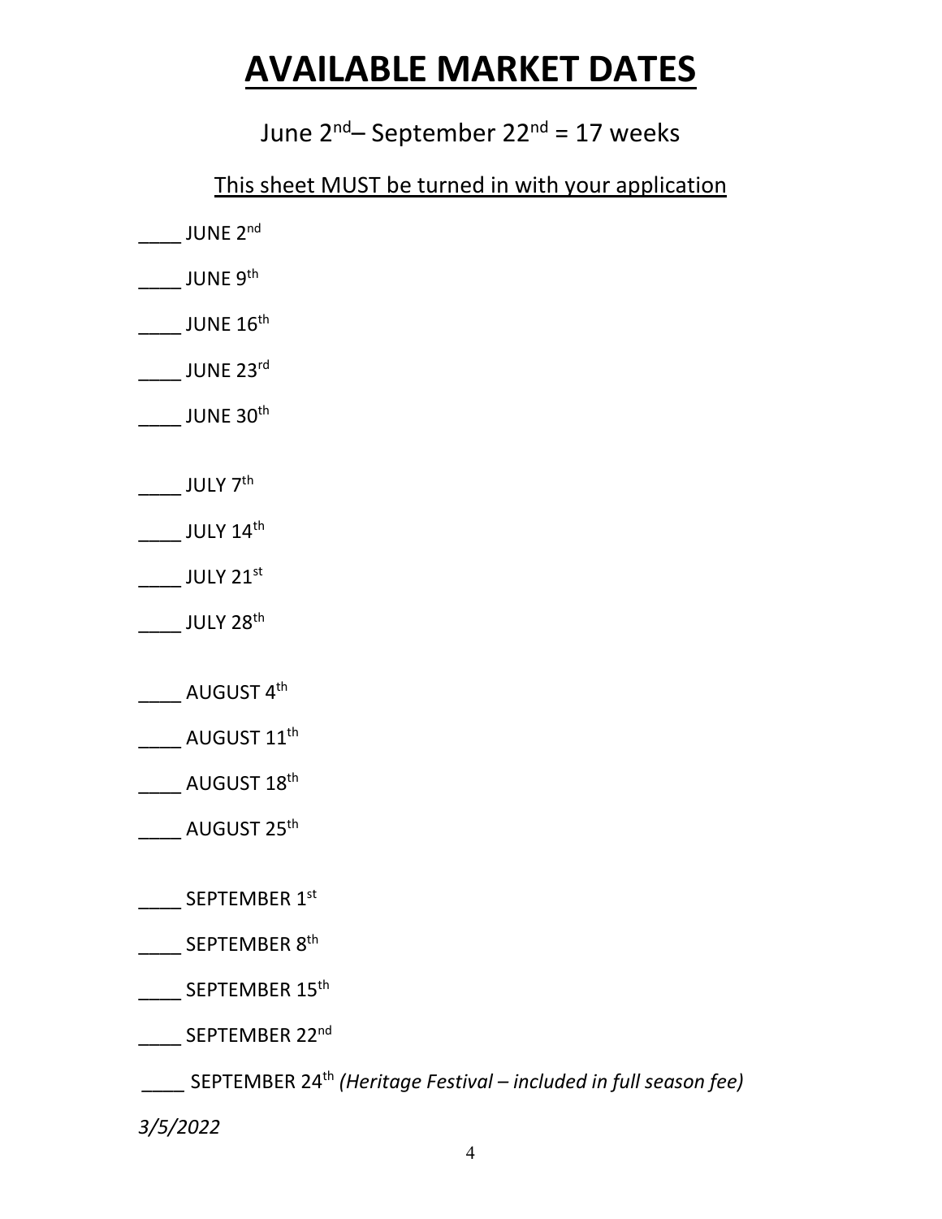# AVAILABLE MARKET DATES

June 2nd– September 22nd = 17 weeks

<u>This sheet MUST be turned in with your application</u>

____ JUNE 2nd

____ JUNE 9th

____ JUNE 16th

____ JUNE 23rd

____ JUNE 30th

____ JULY 7th

____ JULY 14th

____ JULY 21st

____ JULY 28th

____ AUGUST 4th

____ AUGUST 11th

____ AUGUST 18th

____ AUGUST 25th

____ SEPTEMBER 1st

____ SEPTEMBER 8th

____ SEPTEMBER 15th

____ SEPTEMBER 22nd

____ SEPTEMBER 24th *(Heritage Festival – included in full season fee)*

*3/5/2022*